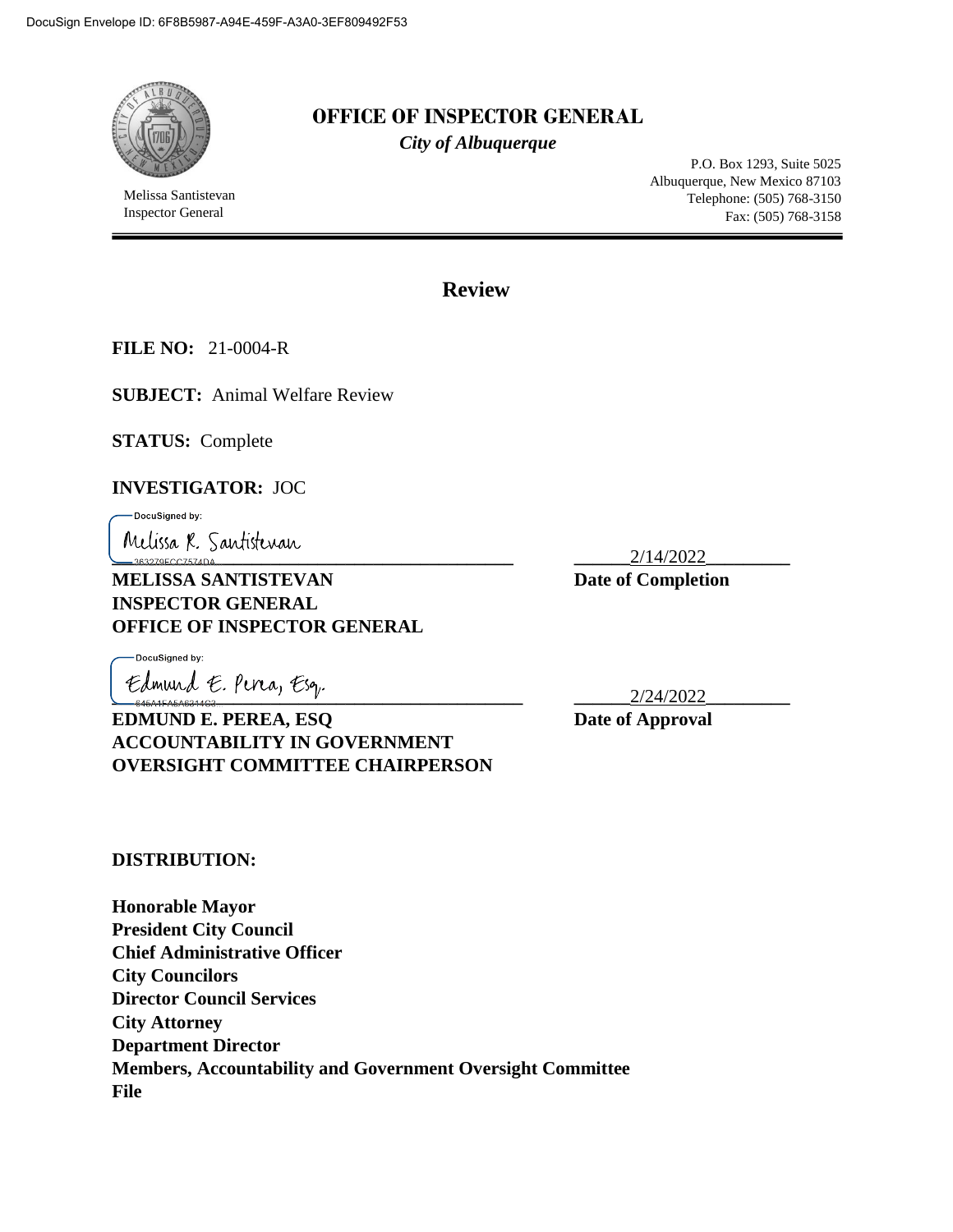DocuSign Envelope ID: 6F8B5987-A94E-459F-A3A0-3EF809492F53

# OFFICE OF INSPECTOR GENERAL

*City of Albuquerque*

Melissa Santistevan
Inspector General

P.O. Box 1293, Suite 5025
Albuquerque, New Mexico 87103
Telephone: (505) 768-3150
Fax: (505) 768-3158

## Review

**FILE NO:** 21-0004-R

**SUBJECT:** Animal Welfare Review

**STATUS:** Complete

**INVESTIGATOR:** JOC

DocuSigned by:
Melissa R. Santistevan
363279ECC7574DA...

**MELISSA SANTISTEVAN**
**INSPECTOR GENERAL**
**OFFICE OF INSPECTOR GENERAL**

2/14/2022
**Date of Completion**

DocuSigned by:
Edmund E. Perea, Esq.
846A4FA5A6314C3...

**EDMUND E. PEREA, ESQ**
**ACCOUNTABILITY IN GOVERNMENT OVERSIGHT COMMITTEE CHAIRPERSON**

2/24/2022
**Date of Approval**

**DISTRIBUTION:**

**Honorable Mayor**
**President City Council**
**Chief Administrative Officer**
**City Councilors**
**Director Council Services**
**City Attorney**
**Department Director**
**Members, Accountability and Government Oversight Committee**
**File**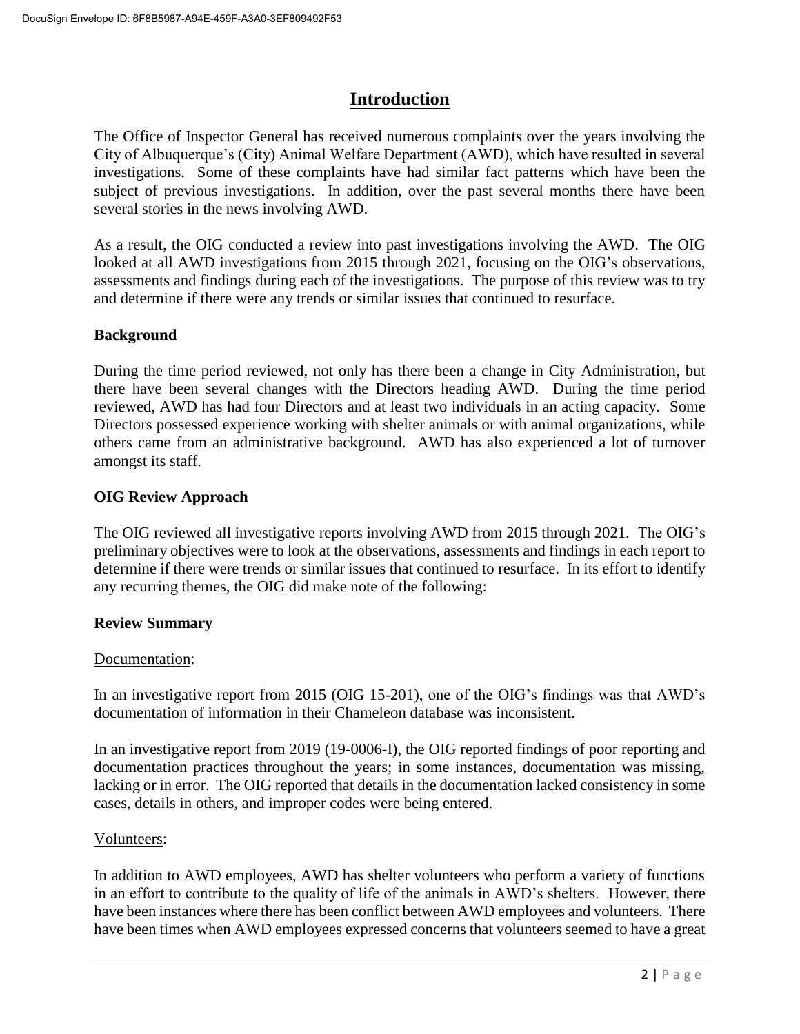# Introduction

The Office of Inspector General has received numerous complaints over the years involving the City of Albuquerque's (City) Animal Welfare Department (AWD), which have resulted in several investigations. Some of these complaints have had similar fact patterns which have been the subject of previous investigations. In addition, over the past several months there have been several stories in the news involving AWD.

As a result, the OIG conducted a review into past investigations involving the AWD. The OIG looked at all AWD investigations from 2015 through 2021, focusing on the OIG's observations, assessments and findings during each of the investigations. The purpose of this review was to try and determine if there were any trends or similar issues that continued to resurface.

### Background

During the time period reviewed, not only has there been a change in City Administration, but there have been several changes with the Directors heading AWD. During the time period reviewed, AWD has had four Directors and at least two individuals in an acting capacity. Some Directors possessed experience working with shelter animals or with animal organizations, while others came from an administrative background. AWD has also experienced a lot of turnover amongst its staff.

### OIG Review Approach

The OIG reviewed all investigative reports involving AWD from 2015 through 2021. The OIG's preliminary objectives were to look at the observations, assessments and findings in each report to determine if there were trends or similar issues that continued to resurface. In its effort to identify any recurring themes, the OIG did make note of the following:

### Review Summary

<u>Documentation</u>:

In an investigative report from 2015 (OIG 15-201), one of the OIG's findings was that AWD's documentation of information in their Chameleon database was inconsistent.

In an investigative report from 2019 (19-0006-I), the OIG reported findings of poor reporting and documentation practices throughout the years; in some instances, documentation was missing, lacking or in error. The OIG reported that details in the documentation lacked consistency in some cases, details in others, and improper codes were being entered.

<u>Volunteers</u>:

In addition to AWD employees, AWD has shelter volunteers who perform a variety of functions in an effort to contribute to the quality of life of the animals in AWD's shelters. However, there have been instances where there has been conflict between AWD employees and volunteers. There have been times when AWD employees expressed concerns that volunteers seemed to have a great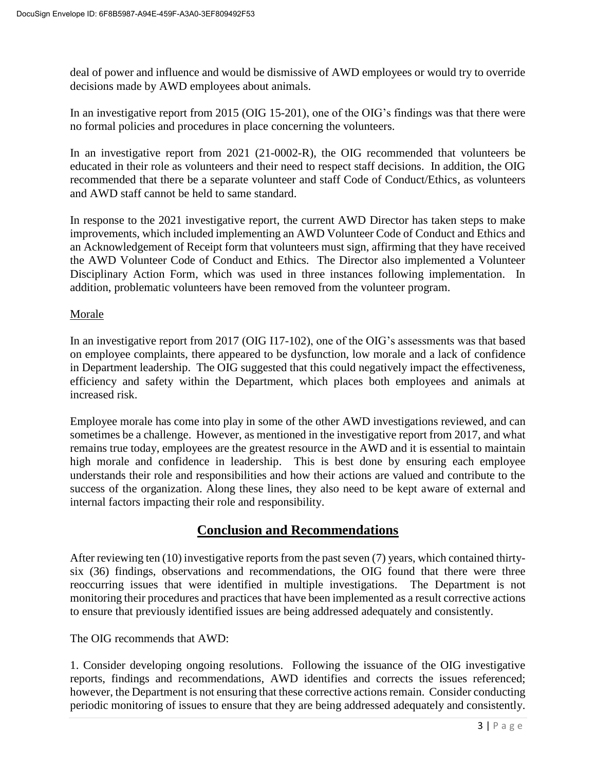deal of power and influence and would be dismissive of AWD employees or would try to override decisions made by AWD employees about animals.

In an investigative report from 2015 (OIG 15-201), one of the OIG's findings was that there were no formal policies and procedures in place concerning the volunteers.

In an investigative report from 2021 (21-0002-R), the OIG recommended that volunteers be educated in their role as volunteers and their need to respect staff decisions. In addition, the OIG recommended that there be a separate volunteer and staff Code of Conduct/Ethics, as volunteers and AWD staff cannot be held to same standard.

In response to the 2021 investigative report, the current AWD Director has taken steps to make improvements, which included implementing an AWD Volunteer Code of Conduct and Ethics and an Acknowledgement of Receipt form that volunteers must sign, affirming that they have received the AWD Volunteer Code of Conduct and Ethics. The Director also implemented a Volunteer Disciplinary Action Form, which was used in three instances following implementation. In addition, problematic volunteers have been removed from the volunteer program.

Morale

In an investigative report from 2017 (OIG I17-102), one of the OIG's assessments was that based on employee complaints, there appeared to be dysfunction, low morale and a lack of confidence in Department leadership. The OIG suggested that this could negatively impact the effectiveness, efficiency and safety within the Department, which places both employees and animals at increased risk.

Employee morale has come into play in some of the other AWD investigations reviewed, and can sometimes be a challenge. However, as mentioned in the investigative report from 2017, and what remains true today, employees are the greatest resource in the AWD and it is essential to maintain high morale and confidence in leadership. This is best done by ensuring each employee understands their role and responsibilities and how their actions are valued and contribute to the success of the organization. Along these lines, they also need to be kept aware of external and internal factors impacting their role and responsibility.

## Conclusion and Recommendations

After reviewing ten (10) investigative reports from the past seven (7) years, which contained thirty-six (36) findings, observations and recommendations, the OIG found that there were three reoccurring issues that were identified in multiple investigations. The Department is not monitoring their procedures and practices that have been implemented as a result corrective actions to ensure that previously identified issues are being addressed adequately and consistently.

The OIG recommends that AWD:

1. Consider developing ongoing resolutions. Following the issuance of the OIG investigative reports, findings and recommendations, AWD identifies and corrects the issues referenced; however, the Department is not ensuring that these corrective actions remain. Consider conducting periodic monitoring of issues to ensure that they are being addressed adequately and consistently.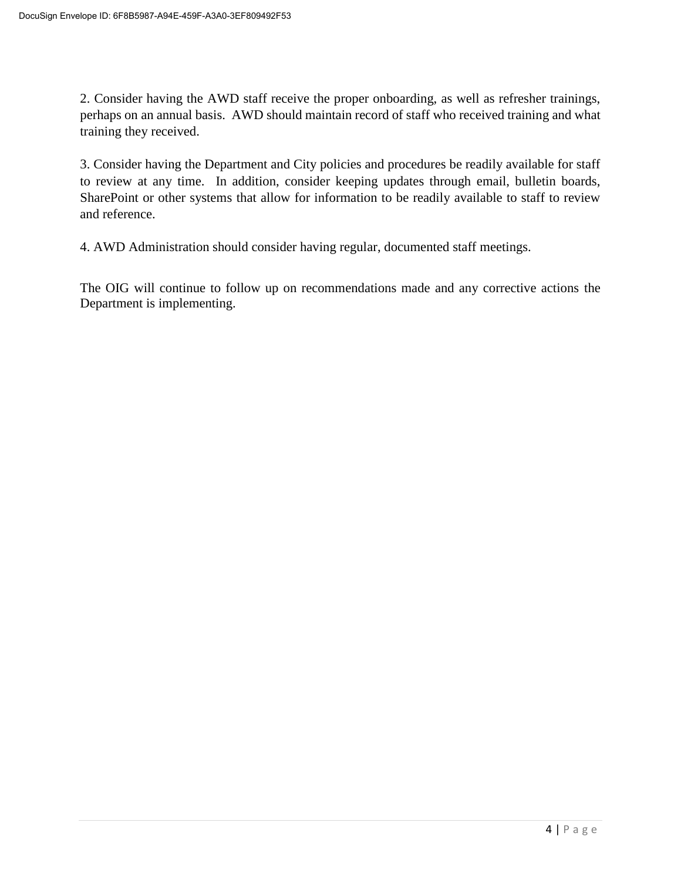2. Consider having the AWD staff receive the proper onboarding, as well as refresher trainings, perhaps on an annual basis. AWD should maintain record of staff who received training and what training they received.

3. Consider having the Department and City policies and procedures be readily available for staff to review at any time. In addition, consider keeping updates through email, bulletin boards, SharePoint or other systems that allow for information to be readily available to staff to review and reference.

4. AWD Administration should consider having regular, documented staff meetings.

The OIG will continue to follow up on recommendations made and any corrective actions the Department is implementing.